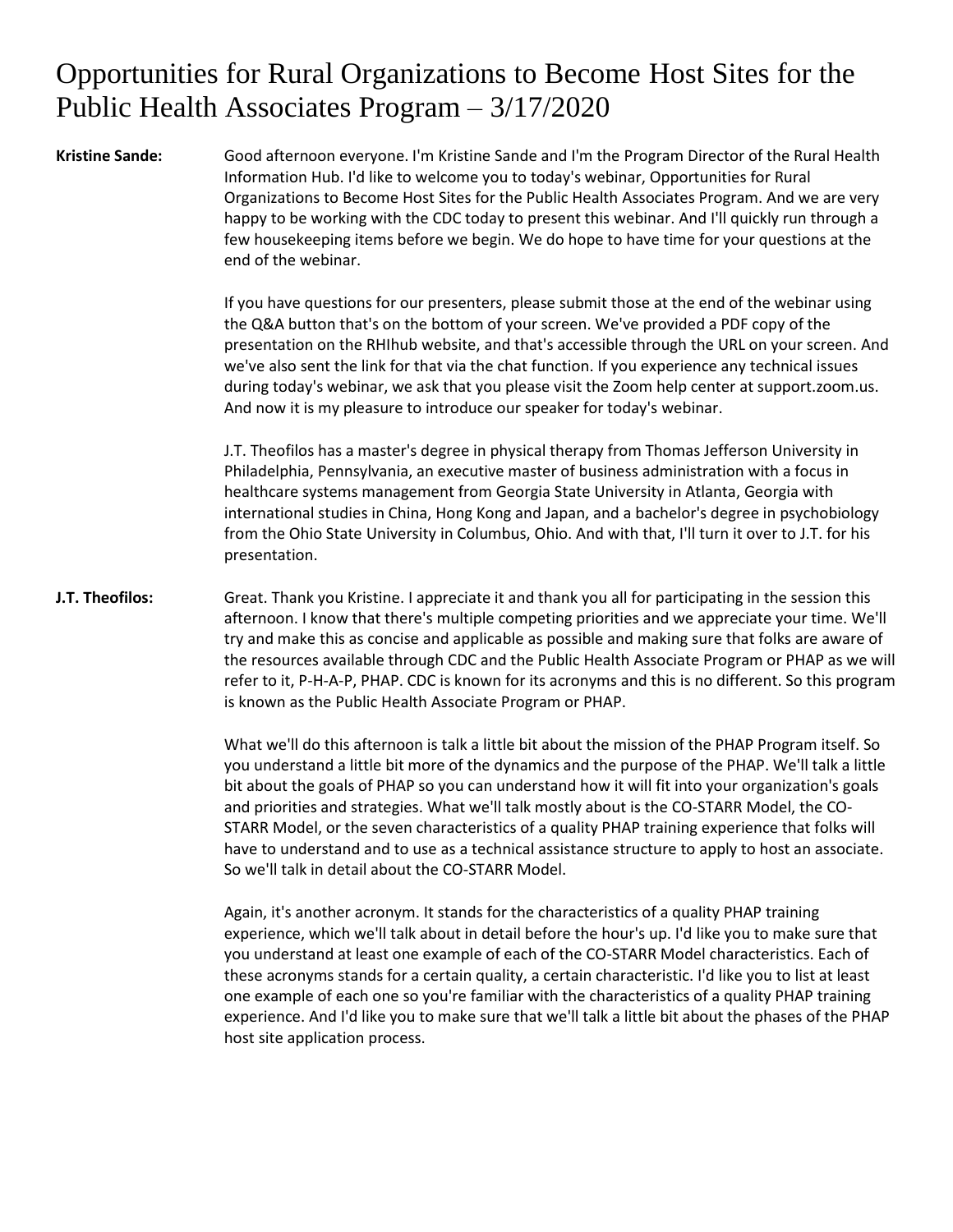# Opportunities for Rural Organizations to Become Host Sites for the Public Health Associates Program – 3/17/2020

**Kristine Sande:** Good afternoon everyone. I'm Kristine Sande and I'm the Program Director of the Rural Health Information Hub. I'd like to welcome you to today's webinar, Opportunities for Rural Organizations to Become Host Sites for the Public Health Associates Program. And we are very happy to be working with the CDC today to present this webinar. And I'll quickly run through a few housekeeping items before we begin. We do hope to have time for your questions at the end of the webinar.

If you have questions for our presenters, please submit those at the end of the webinar using the Q&A button that's on the bottom of your screen. We've provided a PDF copy of the presentation on the RHIhub website, and that's accessible through the URL on your screen. And we've also sent the link for that via the chat function. If you experience any technical issues during today's webinar, we ask that you please visit the Zoom help center at support.zoom.us. And now it is my pleasure to introduce our speaker for today's webinar.

J.T. Theofilos has a master's degree in physical therapy from Thomas Jefferson University in Philadelphia, Pennsylvania, an executive master of business administration with a focus in healthcare systems management from Georgia State University in Atlanta, Georgia with international studies in China, Hong Kong and Japan, and a bachelor's degree in psychobiology from the Ohio State University in Columbus, Ohio. And with that, I'll turn it over to J.T. for his presentation.

**J.T. Theofilos:** Great. Thank you Kristine. I appreciate it and thank you all for participating in the session this afternoon. I know that there's multiple competing priorities and we appreciate your time. We'll try and make this as concise and applicable as possible and making sure that folks are aware of the resources available through CDC and the Public Health Associate Program or PHAP as we will refer to it, P-H-A-P, PHAP. CDC is known for its acronyms and this is no different. So this program is known as the Public Health Associate Program or PHAP.

What we'll do this afternoon is talk a little bit about the mission of the PHAP Program itself. So you understand a little bit more of the dynamics and the purpose of the PHAP. We'll talk a little bit about the goals of PHAP so you can understand how it will fit into your organization's goals and priorities and strategies. What we'll talk mostly about is the CO-STARR Model, the CO-STARR Model, or the seven characteristics of a quality PHAP training experience that folks will have to understand and to use as a technical assistance structure to apply to host an associate. So we'll talk in detail about the CO-STARR Model.

Again, it's another acronym. It stands for the characteristics of a quality PHAP training experience, which we'll talk about in detail before the hour's up. I'd like you to make sure that you understand at least one example of each of the CO-STARR Model characteristics. Each of these acronyms stands for a certain quality, a certain characteristic. I'd like you to list at least one example of each one so you're familiar with the characteristics of a quality PHAP training experience. And I'd like you to make sure that we'll talk a little bit about the phases of the PHAP host site application process.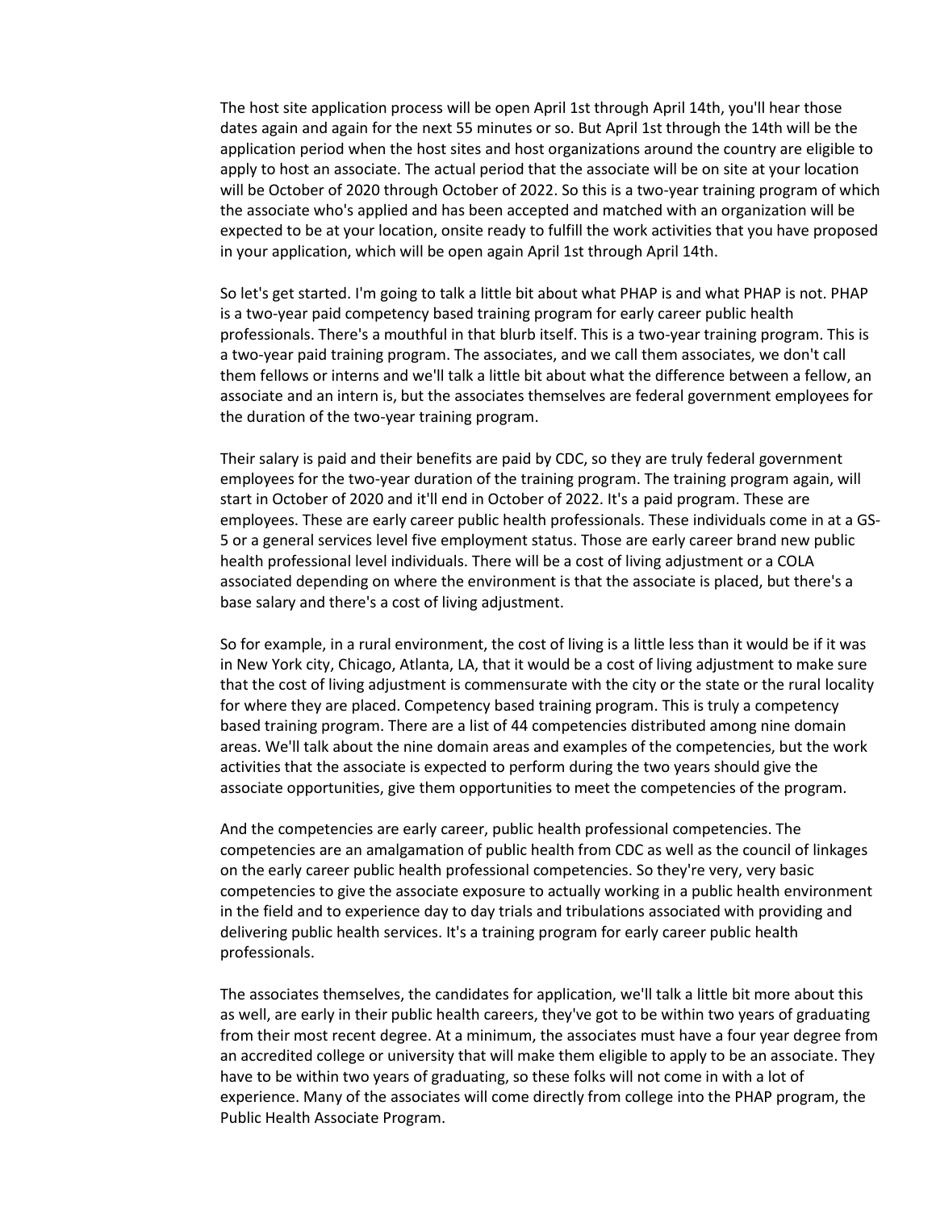The host site application process will be open April 1st through April 14th, you'll hear those dates again and again for the next 55 minutes or so. But April 1st through the 14th will be the application period when the host sites and host organizations around the country are eligible to apply to host an associate. The actual period that the associate will be on site at your location will be October of 2020 through October of 2022. So this is a two-year training program of which the associate who's applied and has been accepted and matched with an organization will be expected to be at your location, onsite ready to fulfill the work activities that you have proposed in your application, which will be open again April 1st through April 14th.

So let's get started. I'm going to talk a little bit about what PHAP is and what PHAP is not. PHAP is a two-year paid competency based training program for early career public health professionals. There's a mouthful in that blurb itself. This is a two-year training program. This is a two-year paid training program. The associates, and we call them associates, we don't call them fellows or interns and we'll talk a little bit about what the difference between a fellow, an associate and an intern is, but the associates themselves are federal government employees for the duration of the two-year training program.

Their salary is paid and their benefits are paid by CDC, so they are truly federal government employees for the two-year duration of the training program. The training program again, will start in October of 2020 and it'll end in October of 2022. It's a paid program. These are employees. These are early career public health professionals. These individuals come in at a GS-5 or a general services level five employment status. Those are early career brand new public health professional level individuals. There will be a cost of living adjustment or a COLA associated depending on where the environment is that the associate is placed, but there's a base salary and there's a cost of living adjustment.

So for example, in a rural environment, the cost of living is a little less than it would be if it was in New York city, Chicago, Atlanta, LA, that it would be a cost of living adjustment to make sure that the cost of living adjustment is commensurate with the city or the state or the rural locality for where they are placed. Competency based training program. This is truly a competency based training program. There are a list of 44 competencies distributed among nine domain areas. We'll talk about the nine domain areas and examples of the competencies, but the work activities that the associate is expected to perform during the two years should give the associate opportunities, give them opportunities to meet the competencies of the program.

And the competencies are early career, public health professional competencies. The competencies are an amalgamation of public health from CDC as well as the council of linkages on the early career public health professional competencies. So they're very, very basic competencies to give the associate exposure to actually working in a public health environment in the field and to experience day to day trials and tribulations associated with providing and delivering public health services. It's a training program for early career public health professionals.

The associates themselves, the candidates for application, we'll talk a little bit more about this as well, are early in their public health careers, they've got to be within two years of graduating from their most recent degree. At a minimum, the associates must have a four year degree from an accredited college or university that will make them eligible to apply to be an associate. They have to be within two years of graduating, so these folks will not come in with a lot of experience. Many of the associates will come directly from college into the PHAP program, the Public Health Associate Program.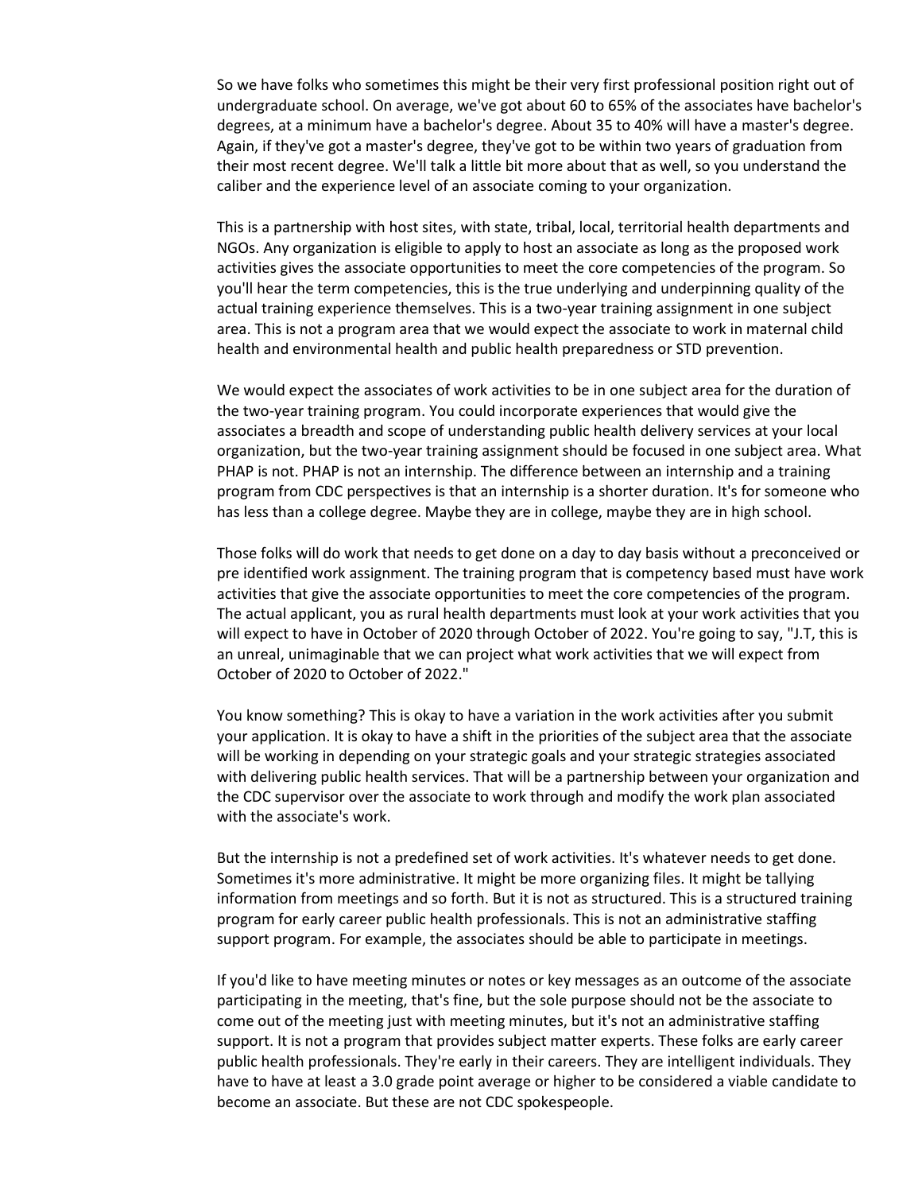So we have folks who sometimes this might be their very first professional position right out of undergraduate school. On average, we've got about 60 to 65% of the associates have bachelor's degrees, at a minimum have a bachelor's degree. About 35 to 40% will have a master's degree. Again, if they've got a master's degree, they've got to be within two years of graduation from their most recent degree. We'll talk a little bit more about that as well, so you understand the caliber and the experience level of an associate coming to your organization.

This is a partnership with host sites, with state, tribal, local, territorial health departments and NGOs. Any organization is eligible to apply to host an associate as long as the proposed work activities gives the associate opportunities to meet the core competencies of the program. So you'll hear the term competencies, this is the true underlying and underpinning quality of the actual training experience themselves. This is a two-year training assignment in one subject area. This is not a program area that we would expect the associate to work in maternal child health and environmental health and public health preparedness or STD prevention.

We would expect the associates of work activities to be in one subject area for the duration of the two-year training program. You could incorporate experiences that would give the associates a breadth and scope of understanding public health delivery services at your local organization, but the two-year training assignment should be focused in one subject area. What PHAP is not. PHAP is not an internship. The difference between an internship and a training program from CDC perspectives is that an internship is a shorter duration. It's for someone who has less than a college degree. Maybe they are in college, maybe they are in high school.

Those folks will do work that needs to get done on a day to day basis without a preconceived or pre identified work assignment. The training program that is competency based must have work activities that give the associate opportunities to meet the core competencies of the program. The actual applicant, you as rural health departments must look at your work activities that you will expect to have in October of 2020 through October of 2022. You're going to say, "J.T, this is an unreal, unimaginable that we can project what work activities that we will expect from October of 2020 to October of 2022."

You know something? This is okay to have a variation in the work activities after you submit your application. It is okay to have a shift in the priorities of the subject area that the associate will be working in depending on your strategic goals and your strategic strategies associated with delivering public health services. That will be a partnership between your organization and the CDC supervisor over the associate to work through and modify the work plan associated with the associate's work.

But the internship is not a predefined set of work activities. It's whatever needs to get done. Sometimes it's more administrative. It might be more organizing files. It might be tallying information from meetings and so forth. But it is not as structured. This is a structured training program for early career public health professionals. This is not an administrative staffing support program. For example, the associates should be able to participate in meetings.

If you'd like to have meeting minutes or notes or key messages as an outcome of the associate participating in the meeting, that's fine, but the sole purpose should not be the associate to come out of the meeting just with meeting minutes, but it's not an administrative staffing support. It is not a program that provides subject matter experts. These folks are early career public health professionals. They're early in their careers. They are intelligent individuals. They have to have at least a 3.0 grade point average or higher to be considered a viable candidate to become an associate. But these are not CDC spokespeople.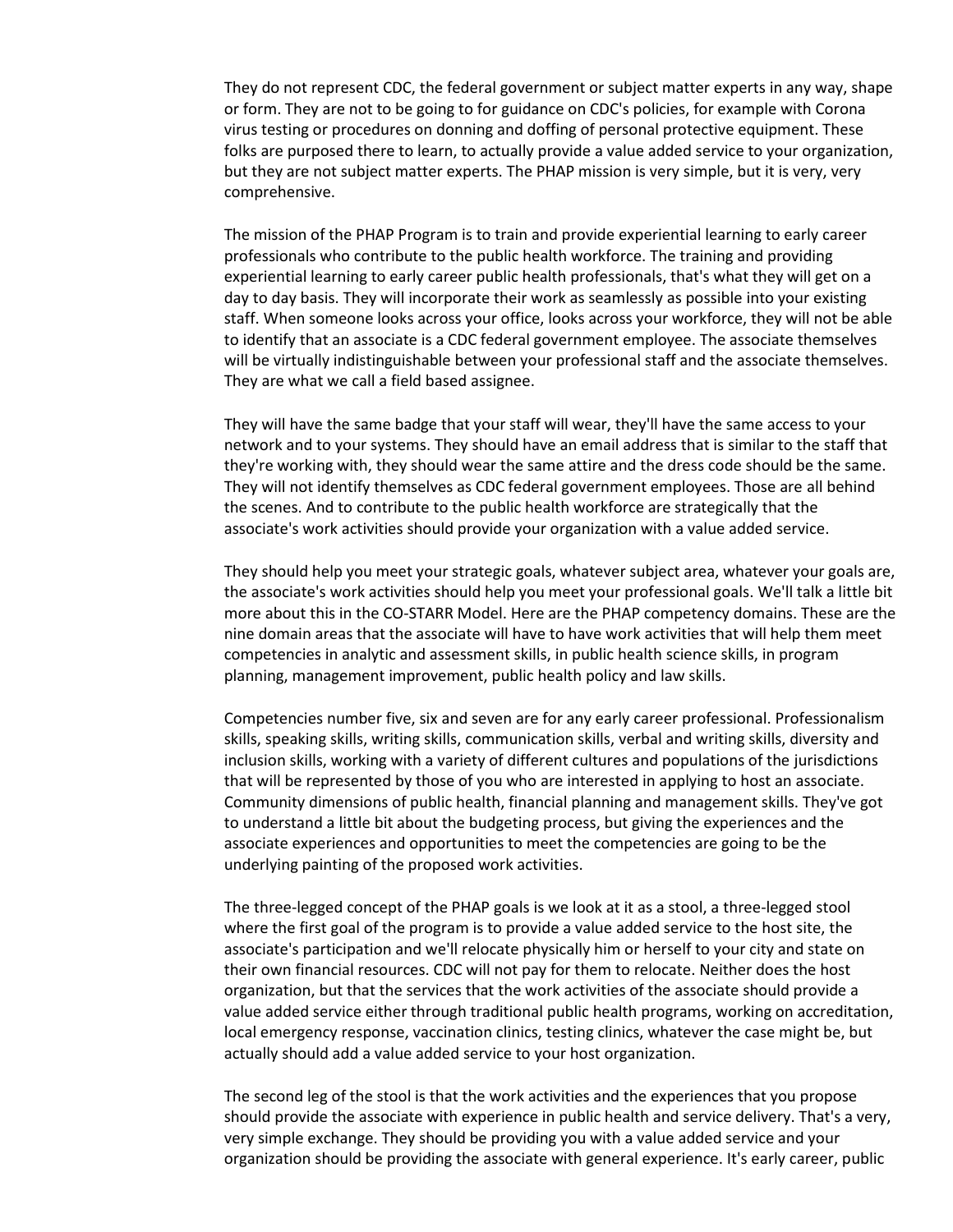They do not represent CDC, the federal government or subject matter experts in any way, shape or form. They are not to be going to for guidance on CDC's policies, for example with Corona virus testing or procedures on donning and doffing of personal protective equipment. These folks are purposed there to learn, to actually provide a value added service to your organization, but they are not subject matter experts. The PHAP mission is very simple, but it is very, very comprehensive.

The mission of the PHAP Program is to train and provide experiential learning to early career professionals who contribute to the public health workforce. The training and providing experiential learning to early career public health professionals, that's what they will get on a day to day basis. They will incorporate their work as seamlessly as possible into your existing staff. When someone looks across your office, looks across your workforce, they will not be able to identify that an associate is a CDC federal government employee. The associate themselves will be virtually indistinguishable between your professional staff and the associate themselves. They are what we call a field based assignee.

They will have the same badge that your staff will wear, they'll have the same access to your network and to your systems. They should have an email address that is similar to the staff that they're working with, they should wear the same attire and the dress code should be the same. They will not identify themselves as CDC federal government employees. Those are all behind the scenes. And to contribute to the public health workforce are strategically that the associate's work activities should provide your organization with a value added service.

They should help you meet your strategic goals, whatever subject area, whatever your goals are, the associate's work activities should help you meet your professional goals. We'll talk a little bit more about this in the CO-STARR Model. Here are the PHAP competency domains. These are the nine domain areas that the associate will have to have work activities that will help them meet competencies in analytic and assessment skills, in public health science skills, in program planning, management improvement, public health policy and law skills.

Competencies number five, six and seven are for any early career professional. Professionalism skills, speaking skills, writing skills, communication skills, verbal and writing skills, diversity and inclusion skills, working with a variety of different cultures and populations of the jurisdictions that will be represented by those of you who are interested in applying to host an associate. Community dimensions of public health, financial planning and management skills. They've got to understand a little bit about the budgeting process, but giving the experiences and the associate experiences and opportunities to meet the competencies are going to be the underlying painting of the proposed work activities.

The three-legged concept of the PHAP goals is we look at it as a stool, a three-legged stool where the first goal of the program is to provide a value added service to the host site, the associate's participation and we'll relocate physically him or herself to your city and state on their own financial resources. CDC will not pay for them to relocate. Neither does the host organization, but that the services that the work activities of the associate should provide a value added service either through traditional public health programs, working on accreditation, local emergency response, vaccination clinics, testing clinics, whatever the case might be, but actually should add a value added service to your host organization.

The second leg of the stool is that the work activities and the experiences that you propose should provide the associate with experience in public health and service delivery. That's a very, very simple exchange. They should be providing you with a value added service and your organization should be providing the associate with general experience. It's early career, public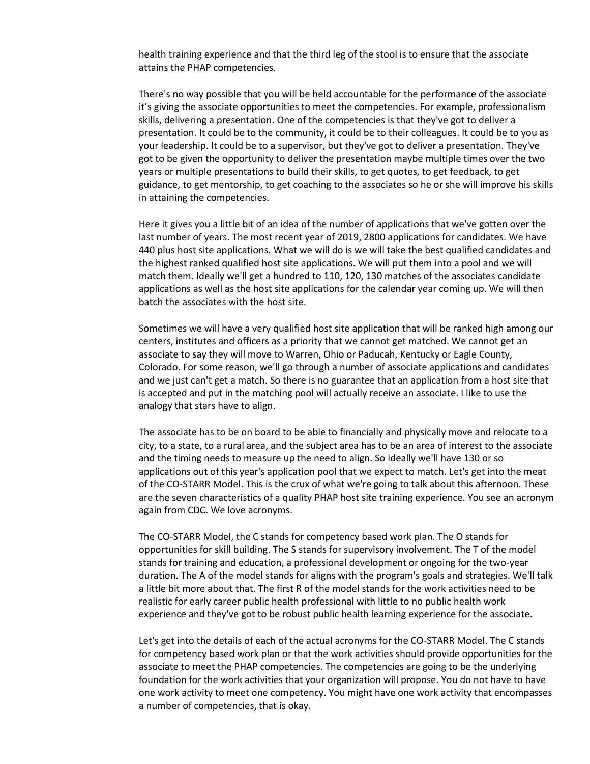health training experience and that the third leg of the stool is to ensure that the associate attains the PHAP competencies.

There's no way possible that you will be held accountable for the performance of the associate it's giving the associate opportunities to meet the competencies. For example, professionalism skills, delivering a presentation. One of the competencies is that they've got to deliver a presentation. It could be to the community, it could be to their colleagues. It could be to you as your leadership. It could be to a supervisor, but they've got to deliver a presentation. They've got to be given the opportunity to deliver the presentation maybe multiple times over the two years or multiple presentations to build their skills, to get quotes, to get feedback, to get guidance, to get mentorship, to get coaching to the associates so he or she will improve his skills in attaining the competencies.

Here it gives you a little bit of an idea of the number of applications that we've gotten over the last number of years. The most recent year of 2019, 2800 applications for candidates. We have 440 plus host site applications. What we will do is we will take the best qualified candidates and the highest ranked qualified host site applications. We will put them into a pool and we will match them. Ideally we'll get a hundred to 110, 120, 130 matches of the associates candidate applications as well as the host site applications for the calendar year coming up. We will then batch the associates with the host site.

Sometimes we will have a very qualified host site application that will be ranked high among our centers, institutes and officers as a priority that we cannot get matched. We cannot get an associate to say they will move to Warren, Ohio or Paducah, Kentucky or Eagle County, Colorado. For some reason, we'll go through a number of associate applications and candidates and we just can't get a match. So there is no guarantee that an application from a host site that is accepted and put in the matching pool will actually receive an associate. I like to use the analogy that stars have to align.

The associate has to be on board to be able to financially and physically move and relocate to a city, to a state, to a rural area, and the subject area has to be an area of interest to the associate and the timing needs to measure up the need to align. So ideally we'll have 130 or so applications out of this year's application pool that we expect to match. Let's get into the meat of the CO-STARR Model. This is the crux of what we're going to talk about this afternoon. These are the seven characteristics of a quality PHAP host site training experience. You see an acronym again from CDC. We love acronyms.

The CO-STARR Model, the C stands for competency based work plan. The O stands for opportunities for skill building. The S stands for supervisory involvement. The T of the model stands for training and education, a professional development or ongoing for the two-year duration. The A of the model stands for aligns with the program's goals and strategies. We'll talk a little bit more about that. The first R of the model stands for the work activities need to be realistic for early career public health professional with little to no public health work experience and they've got to be robust public health learning experience for the associate.

Let's get into the details of each of the actual acronyms for the CO-STARR Model. The C stands for competency based work plan or that the work activities should provide opportunities for the associate to meet the PHAP competencies. The competencies are going to be the underlying foundation for the work activities that your organization will propose. You do not have to have one work activity to meet one competency. You might have one work activity that encompasses a number of competencies, that is okay.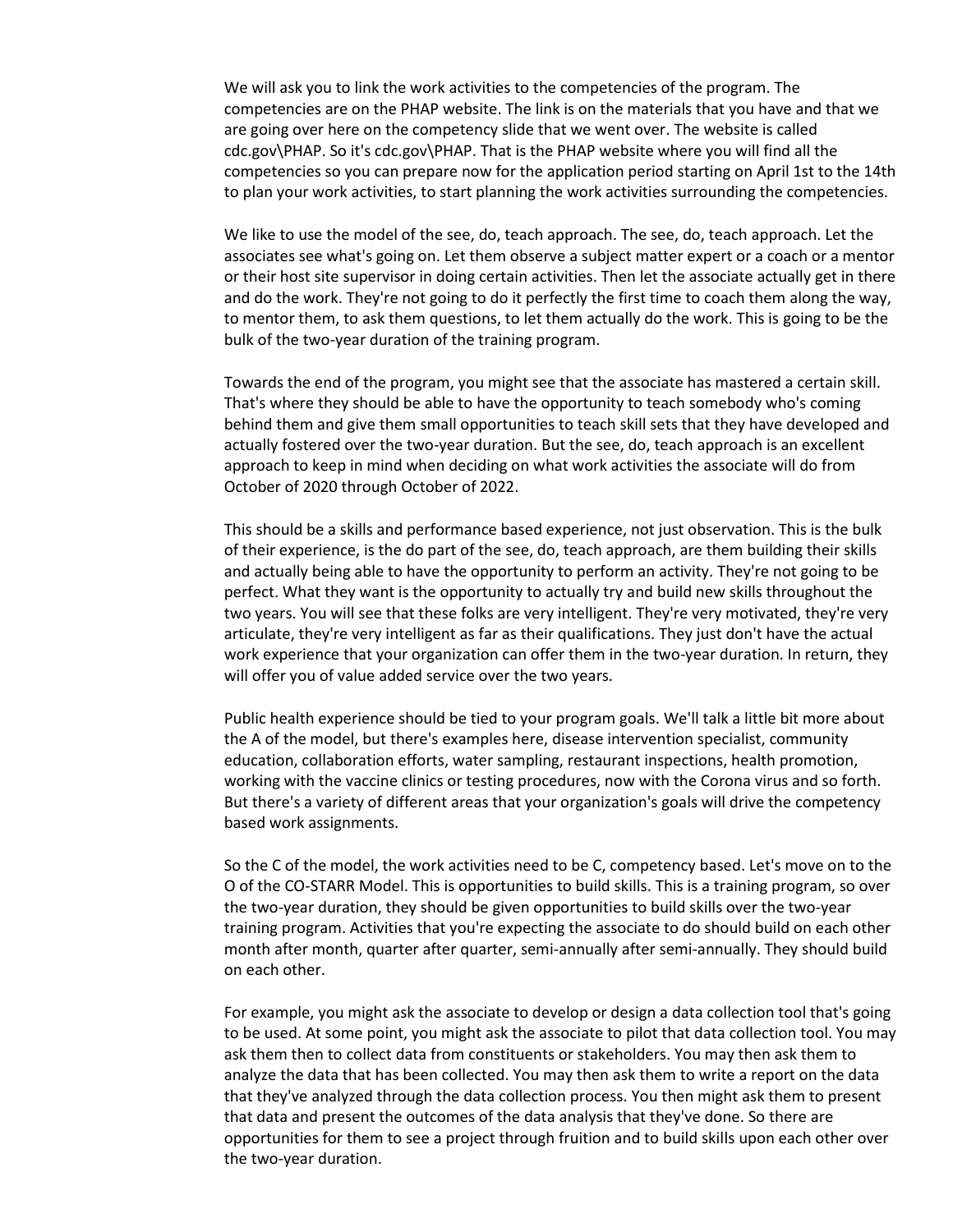We will ask you to link the work activities to the competencies of the program. The competencies are on the PHAP website. The link is on the materials that you have and that we are going over here on the competency slide that we went over. The website is called cdc.gov\PHAP. So it's cdc.gov\PHAP. That is the PHAP website where you will find all the competencies so you can prepare now for the application period starting on April 1st to the 14th to plan your work activities, to start planning the work activities surrounding the competencies.

We like to use the model of the see, do, teach approach. The see, do, teach approach. Let the associates see what's going on. Let them observe a subject matter expert or a coach or a mentor or their host site supervisor in doing certain activities. Then let the associate actually get in there and do the work. They're not going to do it perfectly the first time to coach them along the way, to mentor them, to ask them questions, to let them actually do the work. This is going to be the bulk of the two-year duration of the training program.

Towards the end of the program, you might see that the associate has mastered a certain skill. That's where they should be able to have the opportunity to teach somebody who's coming behind them and give them small opportunities to teach skill sets that they have developed and actually fostered over the two-year duration. But the see, do, teach approach is an excellent approach to keep in mind when deciding on what work activities the associate will do from October of 2020 through October of 2022.

This should be a skills and performance based experience, not just observation. This is the bulk of their experience, is the do part of the see, do, teach approach, are them building their skills and actually being able to have the opportunity to perform an activity. They're not going to be perfect. What they want is the opportunity to actually try and build new skills throughout the two years. You will see that these folks are very intelligent. They're very motivated, they're very articulate, they're very intelligent as far as their qualifications. They just don't have the actual work experience that your organization can offer them in the two-year duration. In return, they will offer you of value added service over the two years.

Public health experience should be tied to your program goals. We'll talk a little bit more about the A of the model, but there's examples here, disease intervention specialist, community education, collaboration efforts, water sampling, restaurant inspections, health promotion, working with the vaccine clinics or testing procedures, now with the Corona virus and so forth. But there's a variety of different areas that your organization's goals will drive the competency based work assignments.

So the C of the model, the work activities need to be C, competency based. Let's move on to the O of the CO-STARR Model. This is opportunities to build skills. This is a training program, so over the two-year duration, they should be given opportunities to build skills over the two-year training program. Activities that you're expecting the associate to do should build on each other month after month, quarter after quarter, semi-annually after semi-annually. They should build on each other.

For example, you might ask the associate to develop or design a data collection tool that's going to be used. At some point, you might ask the associate to pilot that data collection tool. You may ask them then to collect data from constituents or stakeholders. You may then ask them to analyze the data that has been collected. You may then ask them to write a report on the data that they've analyzed through the data collection process. You then might ask them to present that data and present the outcomes of the data analysis that they've done. So there are opportunities for them to see a project through fruition and to build skills upon each other over the two-year duration.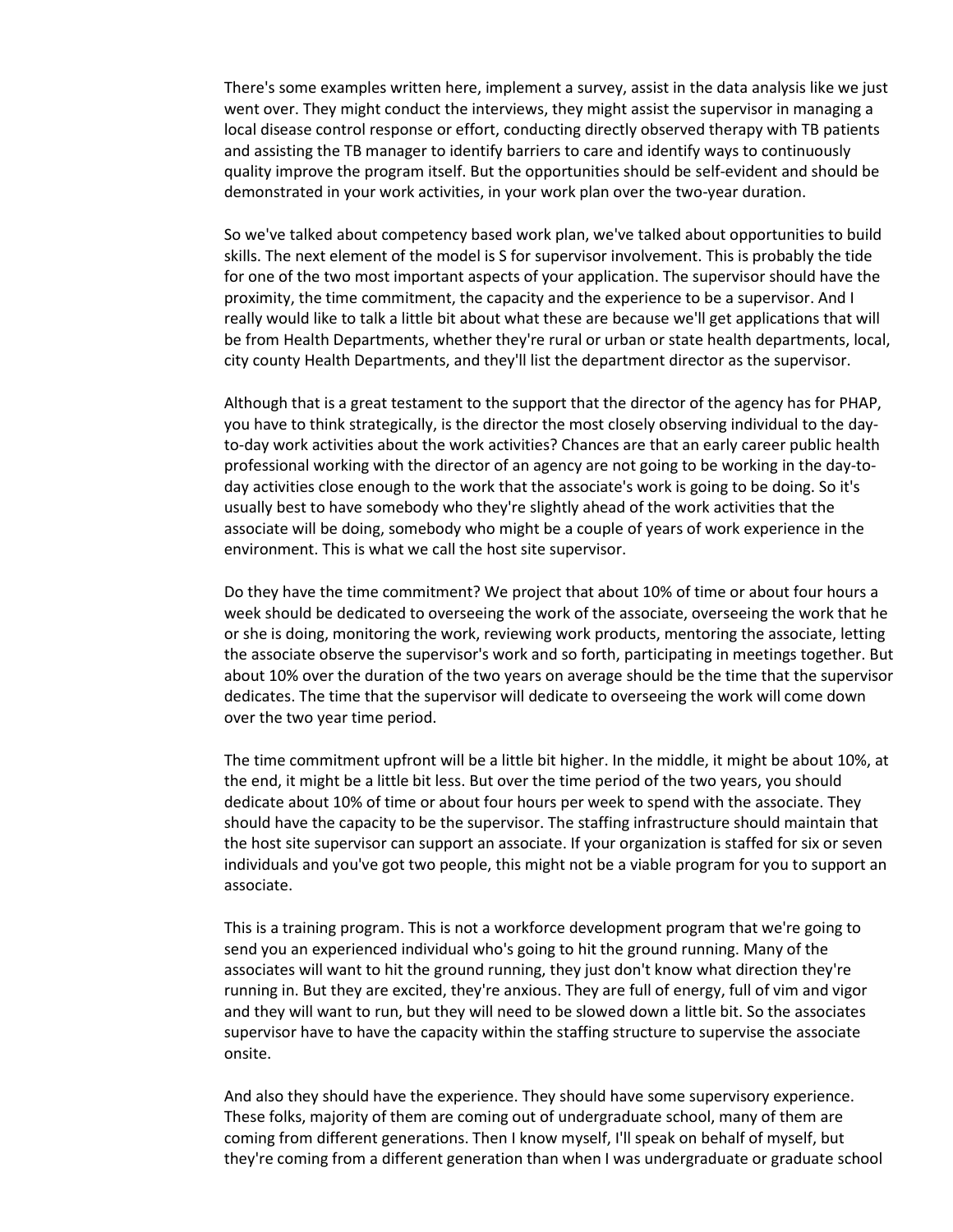There's some examples written here, implement a survey, assist in the data analysis like we just went over. They might conduct the interviews, they might assist the supervisor in managing a local disease control response or effort, conducting directly observed therapy with TB patients and assisting the TB manager to identify barriers to care and identify ways to continuously quality improve the program itself. But the opportunities should be self-evident and should be demonstrated in your work activities, in your work plan over the two-year duration.

So we've talked about competency based work plan, we've talked about opportunities to build skills. The next element of the model is S for supervisor involvement. This is probably the tide for one of the two most important aspects of your application. The supervisor should have the proximity, the time commitment, the capacity and the experience to be a supervisor. And I really would like to talk a little bit about what these are because we'll get applications that will be from Health Departments, whether they're rural or urban or state health departments, local, city county Health Departments, and they'll list the department director as the supervisor.

Although that is a great testament to the support that the director of the agency has for PHAP, you have to think strategically, is the director the most closely observing individual to the day-to-day work activities about the work activities? Chances are that an early career public health professional working with the director of an agency are not going to be working in the day-to-day activities close enough to the work that the associate's work is going to be doing. So it's usually best to have somebody who they're slightly ahead of the work activities that the associate will be doing, somebody who might be a couple of years of work experience in the environment. This is what we call the host site supervisor.

Do they have the time commitment? We project that about 10% of time or about four hours a week should be dedicated to overseeing the work of the associate, overseeing the work that he or she is doing, monitoring the work, reviewing work products, mentoring the associate, letting the associate observe the supervisor's work and so forth, participating in meetings together. But about 10% over the duration of the two years on average should be the time that the supervisor dedicates. The time that the supervisor will dedicate to overseeing the work will come down over the two year time period.

The time commitment upfront will be a little bit higher. In the middle, it might be about 10%, at the end, it might be a little bit less. But over the time period of the two years, you should dedicate about 10% of time or about four hours per week to spend with the associate. They should have the capacity to be the supervisor. The staffing infrastructure should maintain that the host site supervisor can support an associate. If your organization is staffed for six or seven individuals and you've got two people, this might not be a viable program for you to support an associate.

This is a training program. This is not a workforce development program that we're going to send you an experienced individual who's going to hit the ground running. Many of the associates will want to hit the ground running, they just don't know what direction they're running in. But they are excited, they're anxious. They are full of energy, full of vim and vigor and they will want to run, but they will need to be slowed down a little bit. So the associates supervisor have to have the capacity within the staffing structure to supervise the associate onsite.

And also they should have the experience. They should have some supervisory experience. These folks, majority of them are coming out of undergraduate school, many of them are coming from different generations. Then I know myself, I'll speak on behalf of myself, but they're coming from a different generation than when I was undergraduate or graduate school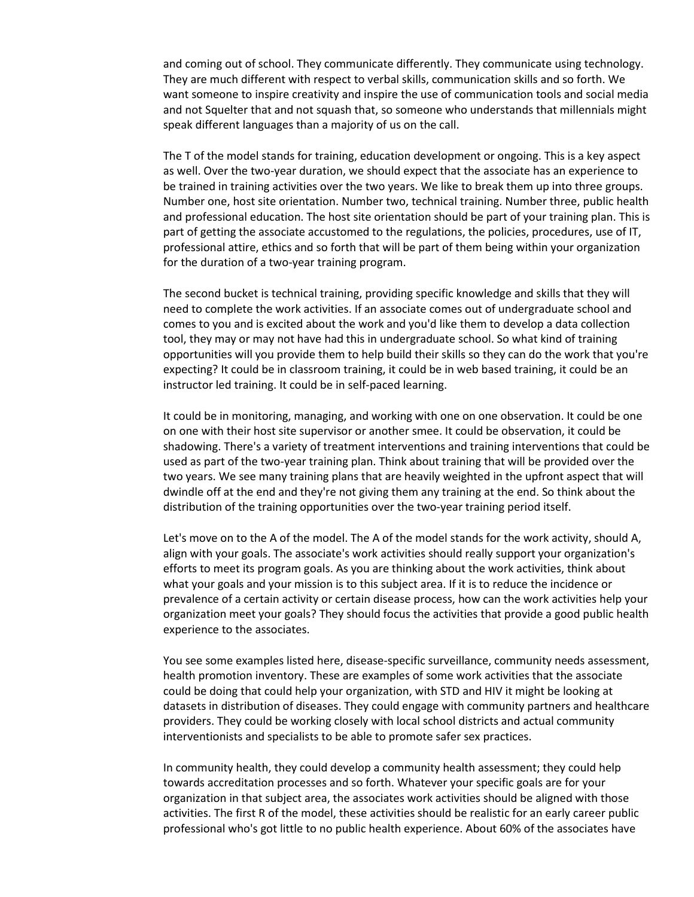and coming out of school. They communicate differently. They communicate using technology. They are much different with respect to verbal skills, communication skills and so forth. We want someone to inspire creativity and inspire the use of communication tools and social media and not Squelter that and not squash that, so someone who understands that millennials might speak different languages than a majority of us on the call.

The T of the model stands for training, education development or ongoing. This is a key aspect as well. Over the two-year duration, we should expect that the associate has an experience to be trained in training activities over the two years. We like to break them up into three groups. Number one, host site orientation. Number two, technical training. Number three, public health and professional education. The host site orientation should be part of your training plan. This is part of getting the associate accustomed to the regulations, the policies, procedures, use of IT, professional attire, ethics and so forth that will be part of them being within your organization for the duration of a two-year training program.

The second bucket is technical training, providing specific knowledge and skills that they will need to complete the work activities. If an associate comes out of undergraduate school and comes to you and is excited about the work and you'd like them to develop a data collection tool, they may or may not have had this in undergraduate school. So what kind of training opportunities will you provide them to help build their skills so they can do the work that you're expecting? It could be in classroom training, it could be in web based training, it could be an instructor led training. It could be in self-paced learning.

It could be in monitoring, managing, and working with one on one observation. It could be one on one with their host site supervisor or another smee. It could be observation, it could be shadowing. There's a variety of treatment interventions and training interventions that could be used as part of the two-year training plan. Think about training that will be provided over the two years. We see many training plans that are heavily weighted in the upfront aspect that will dwindle off at the end and they're not giving them any training at the end. So think about the distribution of the training opportunities over the two-year training period itself.

Let's move on to the A of the model. The A of the model stands for the work activity, should A, align with your goals. The associate's work activities should really support your organization's efforts to meet its program goals. As you are thinking about the work activities, think about what your goals and your mission is to this subject area. If it is to reduce the incidence or prevalence of a certain activity or certain disease process, how can the work activities help your organization meet your goals? They should focus the activities that provide a good public health experience to the associates.

You see some examples listed here, disease-specific surveillance, community needs assessment, health promotion inventory. These are examples of some work activities that the associate could be doing that could help your organization, with STD and HIV it might be looking at datasets in distribution of diseases. They could engage with community partners and healthcare providers. They could be working closely with local school districts and actual community interventionists and specialists to be able to promote safer sex practices.

In community health, they could develop a community health assessment; they could help towards accreditation processes and so forth. Whatever your specific goals are for your organization in that subject area, the associates work activities should be aligned with those activities. The first R of the model, these activities should be realistic for an early career public professional who's got little to no public health experience. About 60% of the associates have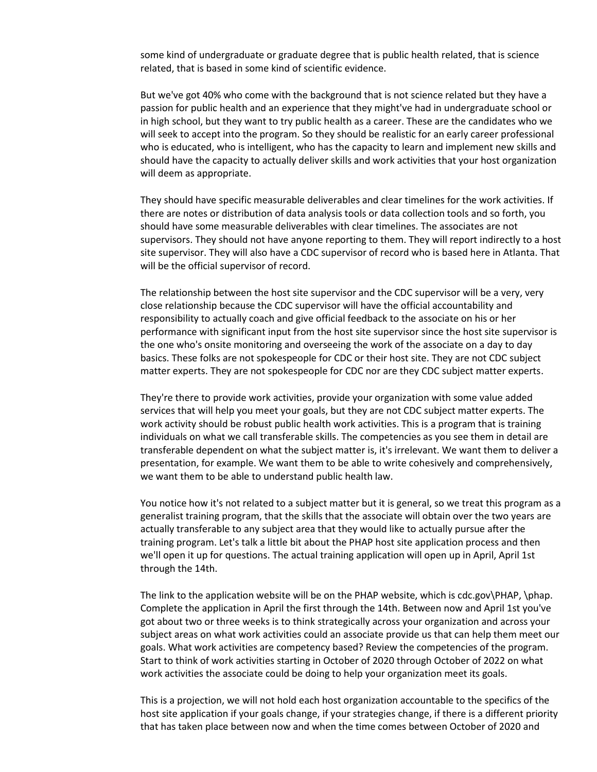some kind of undergraduate or graduate degree that is public health related, that is science related, that is based in some kind of scientific evidence.

But we've got 40% who come with the background that is not science related but they have a passion for public health and an experience that they might've had in undergraduate school or in high school, but they want to try public health as a career. These are the candidates who we will seek to accept into the program. So they should be realistic for an early career professional who is educated, who is intelligent, who has the capacity to learn and implement new skills and should have the capacity to actually deliver skills and work activities that your host organization will deem as appropriate.

They should have specific measurable deliverables and clear timelines for the work activities. If there are notes or distribution of data analysis tools or data collection tools and so forth, you should have some measurable deliverables with clear timelines. The associates are not supervisors. They should not have anyone reporting to them. They will report indirectly to a host site supervisor. They will also have a CDC supervisor of record who is based here in Atlanta. That will be the official supervisor of record.

The relationship between the host site supervisor and the CDC supervisor will be a very, very close relationship because the CDC supervisor will have the official accountability and responsibility to actually coach and give official feedback to the associate on his or her performance with significant input from the host site supervisor since the host site supervisor is the one who's onsite monitoring and overseeing the work of the associate on a day to day basics. These folks are not spokespeople for CDC or their host site. They are not CDC subject matter experts. They are not spokespeople for CDC nor are they CDC subject matter experts.

They're there to provide work activities, provide your organization with some value added services that will help you meet your goals, but they are not CDC subject matter experts. The work activity should be robust public health work activities. This is a program that is training individuals on what we call transferable skills. The competencies as you see them in detail are transferable dependent on what the subject matter is, it's irrelevant. We want them to deliver a presentation, for example. We want them to be able to write cohesively and comprehensively, we want them to be able to understand public health law.

You notice how it's not related to a subject matter but it is general, so we treat this program as a generalist training program, that the skills that the associate will obtain over the two years are actually transferable to any subject area that they would like to actually pursue after the training program. Let's talk a little bit about the PHAP host site application process and then we'll open it up for questions. The actual training application will open up in April, April 1st through the 14th.

The link to the application website will be on the PHAP website, which is cdc.gov\PHAP, \phap. Complete the application in April the first through the 14th. Between now and April 1st you've got about two or three weeks is to think strategically across your organization and across your subject areas on what work activities could an associate provide us that can help them meet our goals. What work activities are competency based? Review the competencies of the program. Start to think of work activities starting in October of 2020 through October of 2022 on what work activities the associate could be doing to help your organization meet its goals.

This is a projection, we will not hold each host organization accountable to the specifics of the host site application if your goals change, if your strategies change, if there is a different priority that has taken place between now and when the time comes between October of 2020 and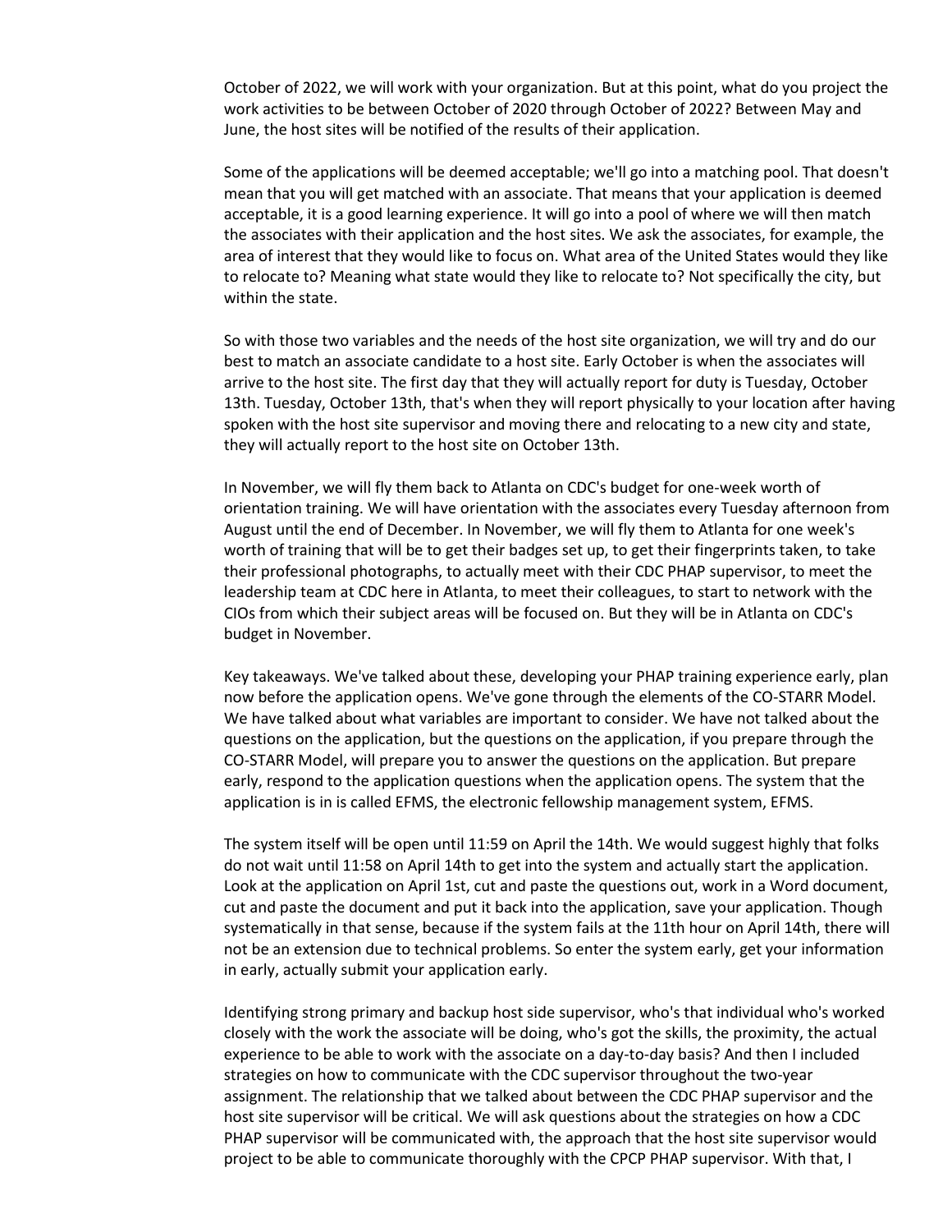October of 2022, we will work with your organization. But at this point, what do you project the work activities to be between October of 2020 through October of 2022? Between May and June, the host sites will be notified of the results of their application.

Some of the applications will be deemed acceptable; we'll go into a matching pool. That doesn't mean that you will get matched with an associate. That means that your application is deemed acceptable, it is a good learning experience. It will go into a pool of where we will then match the associates with their application and the host sites. We ask the associates, for example, the area of interest that they would like to focus on. What area of the United States would they like to relocate to? Meaning what state would they like to relocate to? Not specifically the city, but within the state.

So with those two variables and the needs of the host site organization, we will try and do our best to match an associate candidate to a host site. Early October is when the associates will arrive to the host site. The first day that they will actually report for duty is Tuesday, October 13th. Tuesday, October 13th, that's when they will report physically to your location after having spoken with the host site supervisor and moving there and relocating to a new city and state, they will actually report to the host site on October 13th.

In November, we will fly them back to Atlanta on CDC's budget for one-week worth of orientation training. We will have orientation with the associates every Tuesday afternoon from August until the end of December. In November, we will fly them to Atlanta for one week's worth of training that will be to get their badges set up, to get their fingerprints taken, to take their professional photographs, to actually meet with their CDC PHAP supervisor, to meet the leadership team at CDC here in Atlanta, to meet their colleagues, to start to network with the CIOs from which their subject areas will be focused on. But they will be in Atlanta on CDC's budget in November.

Key takeaways. We've talked about these, developing your PHAP training experience early, plan now before the application opens. We've gone through the elements of the CO-STARR Model. We have talked about what variables are important to consider. We have not talked about the questions on the application, but the questions on the application, if you prepare through the CO-STARR Model, will prepare you to answer the questions on the application. But prepare early, respond to the application questions when the application opens. The system that the application is in is called EFMS, the electronic fellowship management system, EFMS.

The system itself will be open until 11:59 on April the 14th. We would suggest highly that folks do not wait until 11:58 on April 14th to get into the system and actually start the application. Look at the application on April 1st, cut and paste the questions out, work in a Word document, cut and paste the document and put it back into the application, save your application. Though systematically in that sense, because if the system fails at the 11th hour on April 14th, there will not be an extension due to technical problems. So enter the system early, get your information in early, actually submit your application early.

Identifying strong primary and backup host side supervisor, who's that individual who's worked closely with the work the associate will be doing, who's got the skills, the proximity, the actual experience to be able to work with the associate on a day-to-day basis? And then I included strategies on how to communicate with the CDC supervisor throughout the two-year assignment. The relationship that we talked about between the CDC PHAP supervisor and the host site supervisor will be critical. We will ask questions about the strategies on how a CDC PHAP supervisor will be communicated with, the approach that the host site supervisor would project to be able to communicate thoroughly with the CPCP PHAP supervisor. With that, I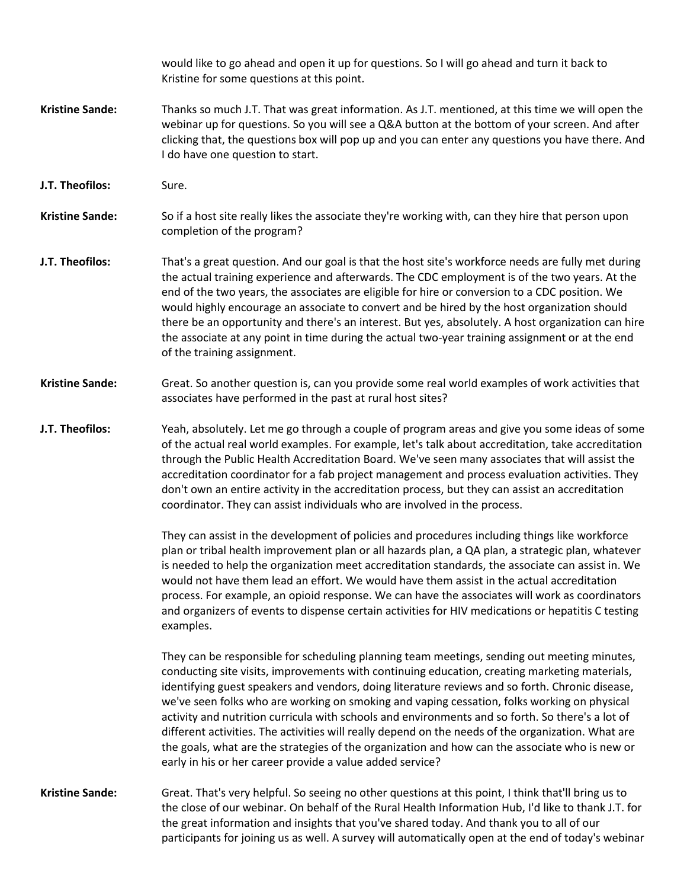would like to go ahead and open it up for questions. So I will go ahead and turn it back to Kristine for some questions at this point.

**Kristine Sande:** Thanks so much J.T. That was great information. As J.T. mentioned, at this time we will open the webinar up for questions. So you will see a Q&A button at the bottom of your screen. And after clicking that, the questions box will pop up and you can enter any questions you have there. And I do have one question to start.

**J.T. Theofilos:** Sure.

**Kristine Sande:** So if a host site really likes the associate they're working with, can they hire that person upon completion of the program?

**J.T. Theofilos:** That's a great question. And our goal is that the host site's workforce needs are fully met during the actual training experience and afterwards. The CDC employment is of the two years. At the end of the two years, the associates are eligible for hire or conversion to a CDC position. We would highly encourage an associate to convert and be hired by the host organization should there be an opportunity and there's an interest. But yes, absolutely. A host organization can hire the associate at any point in time during the actual two-year training assignment or at the end of the training assignment.

**Kristine Sande:** Great. So another question is, can you provide some real world examples of work activities that associates have performed in the past at rural host sites?

**J.T. Theofilos:** Yeah, absolutely. Let me go through a couple of program areas and give you some ideas of some of the actual real world examples. For example, let's talk about accreditation, take accreditation through the Public Health Accreditation Board. We've seen many associates that will assist the accreditation coordinator for a fab project management and process evaluation activities. They don't own an entire activity in the accreditation process, but they can assist an accreditation coordinator. They can assist individuals who are involved in the process.

They can assist in the development of policies and procedures including things like workforce plan or tribal health improvement plan or all hazards plan, a QA plan, a strategic plan, whatever is needed to help the organization meet accreditation standards, the associate can assist in. We would not have them lead an effort. We would have them assist in the actual accreditation process. For example, an opioid response. We can have the associates will work as coordinators and organizers of events to dispense certain activities for HIV medications or hepatitis C testing examples.

They can be responsible for scheduling planning team meetings, sending out meeting minutes, conducting site visits, improvements with continuing education, creating marketing materials, identifying guest speakers and vendors, doing literature reviews and so forth. Chronic disease, we've seen folks who are working on smoking and vaping cessation, folks working on physical activity and nutrition curricula with schools and environments and so forth. So there's a lot of different activities. The activities will really depend on the needs of the organization. What are the goals, what are the strategies of the organization and how can the associate who is new or early in his or her career provide a value added service?

**Kristine Sande:** Great. That's very helpful. So seeing no other questions at this point, I think that'll bring us to the close of our webinar. On behalf of the Rural Health Information Hub, I'd like to thank J.T. for the great information and insights that you've shared today. And thank you to all of our participants for joining us as well. A survey will automatically open at the end of today's webinar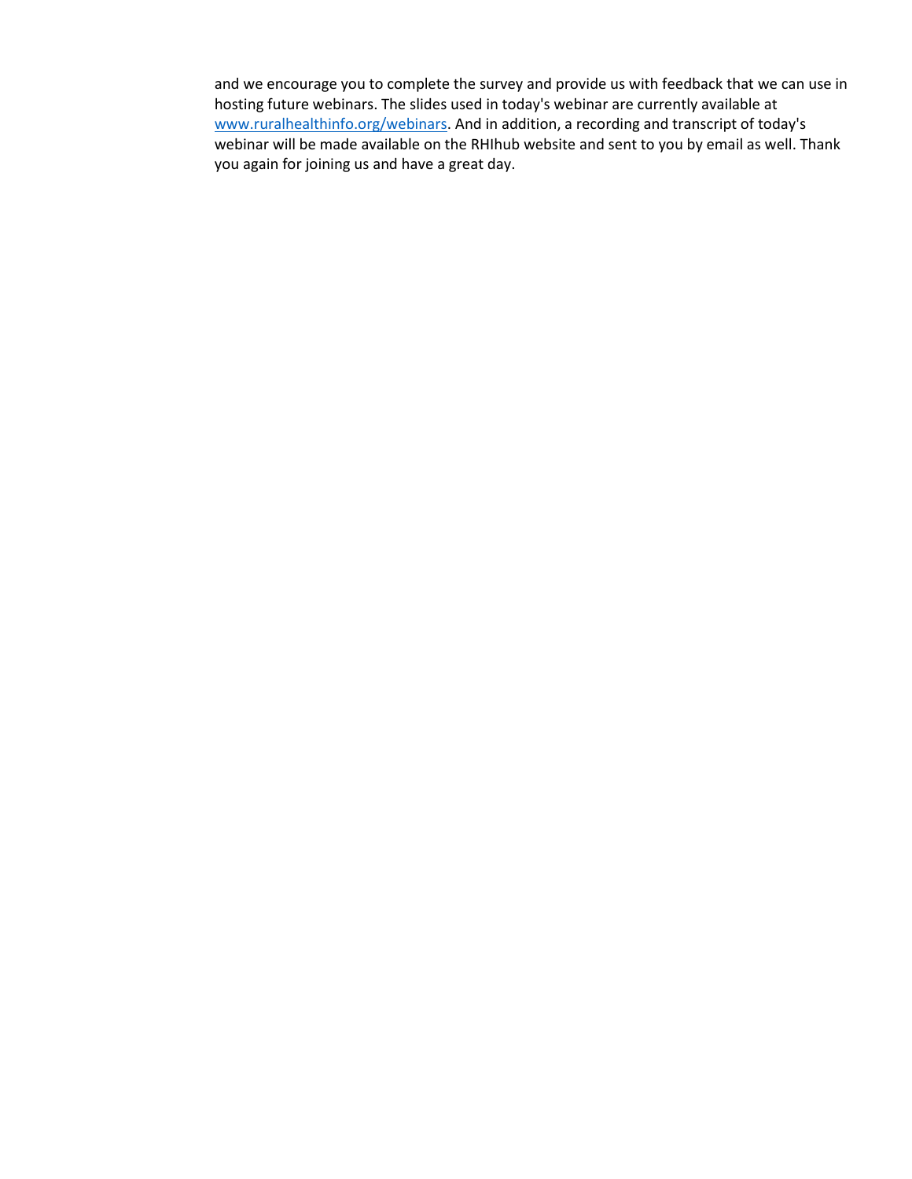and we encourage you to complete the survey and provide us with feedback that we can use in hosting future webinars. The slides used in today's webinar are currently available at [www.ruralhealthinfo.org/webinars](http://www.ruralhealthinfo.org/webinars). And in addition, a recording and transcript of today's webinar will be made available on the RHIhub website and sent to you by email as well. Thank you again for joining us and have a great day.